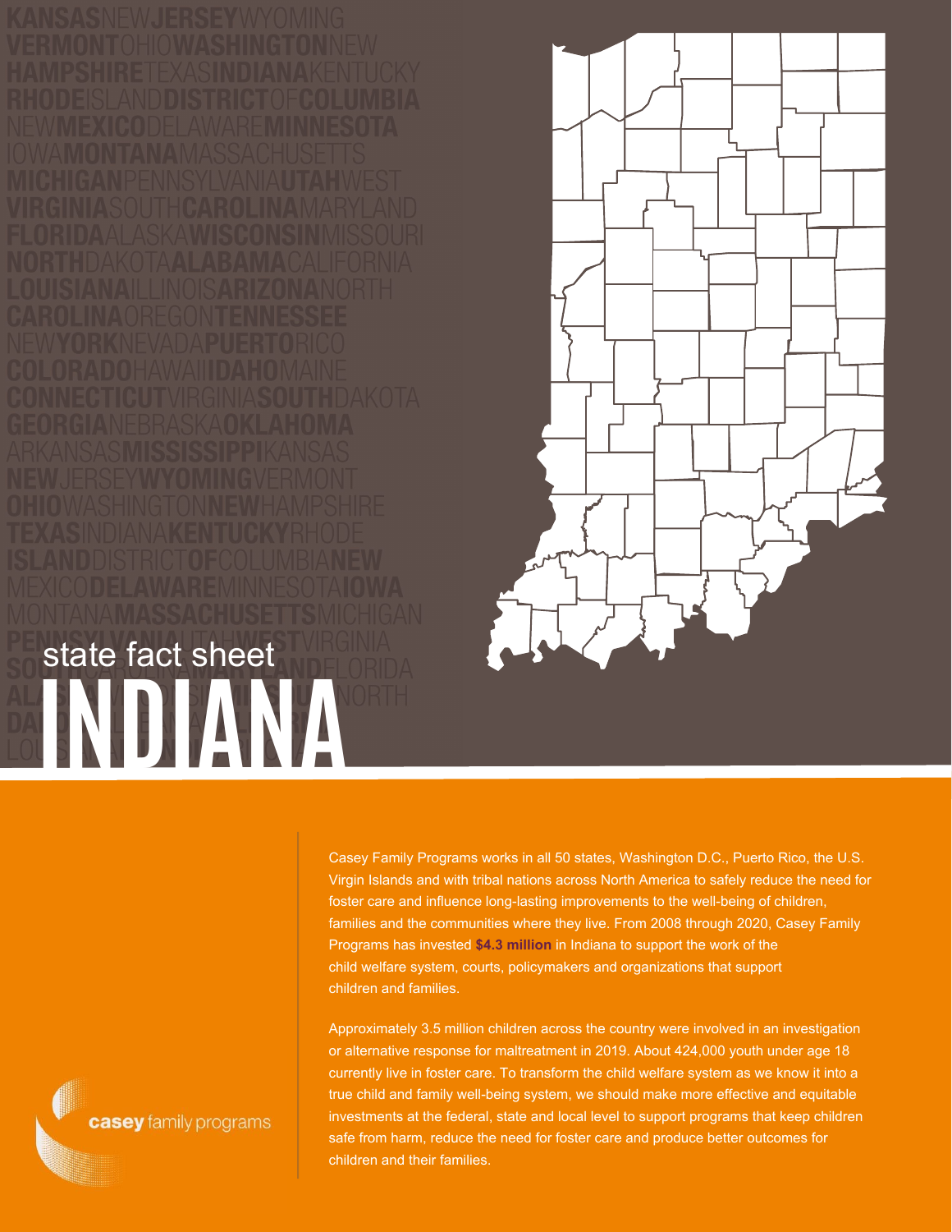# INDIANA

state fact sheet

casey family programs

Casey Family Programs works in all 50 states, Washington D.C., Puerto Rico, the U.S. Virgin Islands and with tribal nations across North America to safely reduce the need for foster care and influence long-lasting improvements to the well-being of children, families and the communities where they live. From 2008 through 2020, Casey Family Programs has invested **$4.3 million** in Indiana to support the work of the child welfare system, courts, policymakers and organizations that support children and families.

Approximately 3.5 million children across the country were involved in an investigation or alternative response for maltreatment in 2019. About 424,000 youth under age 18 currently live in foster care. To transform the child welfare system as we know it into a true child and family well-being system, we should make more effective and equitable investments at the federal, state and local level to support programs that keep children safe from harm, reduce the need for foster care and produce better outcomes for children and their families.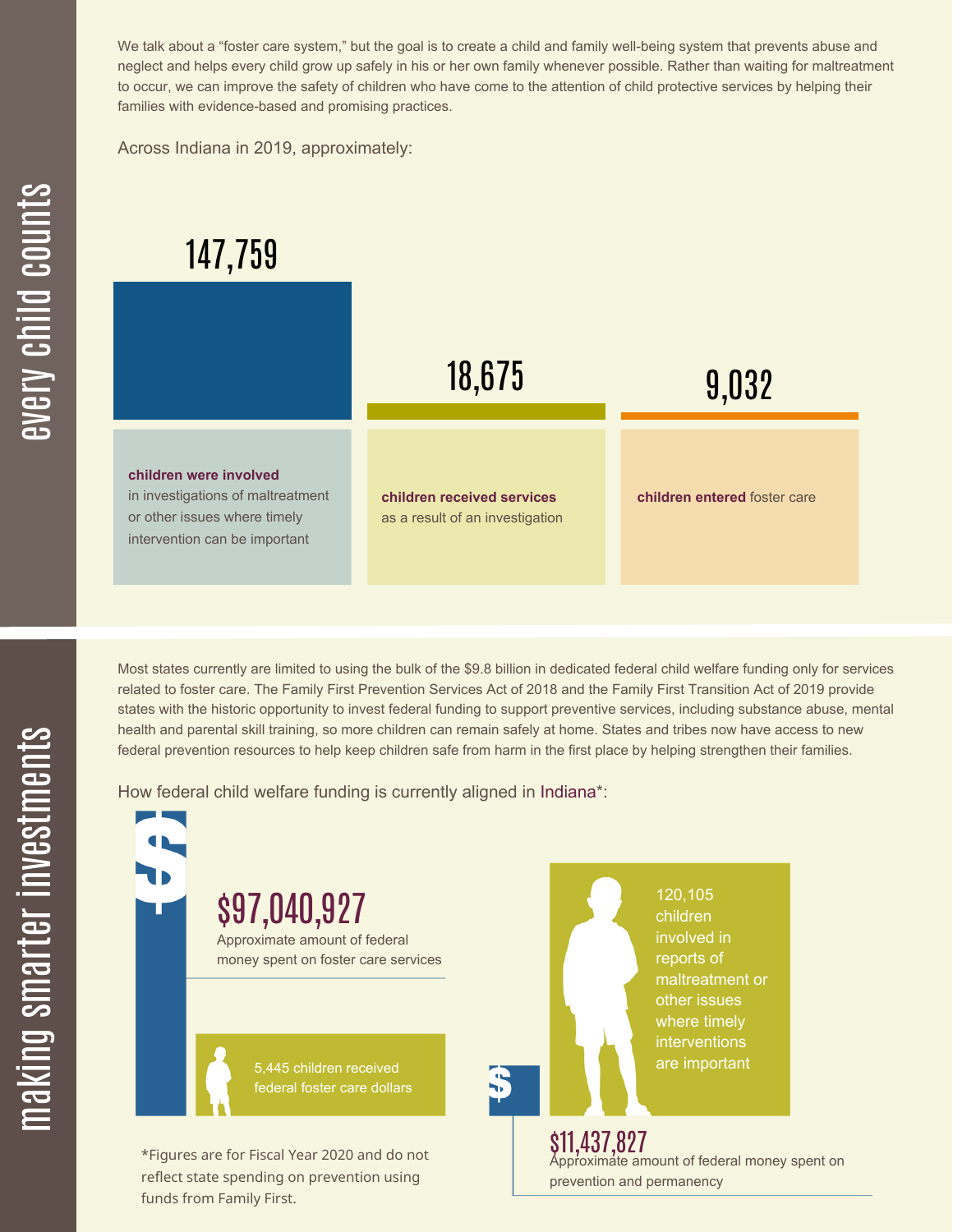## every child counts

We talk about a "foster care system," but the goal is to create a child and family well-being system that prevents abuse and neglect and helps every child grow up safely in his or her own family whenever possible. Rather than waiting for maltreatment to occur, we can improve the safety of children who have come to the attention of child protective services by helping their families with evidence-based and promising practices.

Across Indiana in 2019, approximately:

**147,759**

**children were involved** in investigations of maltreatment or other issues where timely intervention can be important

**18,675**

**children received services** as a result of an investigation

**9,032**

**children entered** foster care

## making smarter investments

Most states currently are limited to using the bulk of the $9.8 billion in dedicated federal child welfare funding only for services related to foster care. The Family First Prevention Services Act of 2018 and the Family First Transition Act of 2019 provide states with the historic opportunity to invest federal funding to support preventive services, including substance abuse, mental health and parental skill training, so more children can remain safely at home. States and tribes now have access to new federal prevention resources to help keep children safe from harm in the first place by helping strengthen their families.

How federal child welfare funding is currently aligned in Indiana*:

**$97,040,927**
Approximate amount of federal money spent on foster care services

5,445 children received federal foster care dollars

120,105 children involved in reports of maltreatment or other issues where timely interventions are important

**$11,437,827**
Approximate amount of federal money spent on prevention and permanency

*Figures are for Fiscal Year 2020 and do not reflect state spending on prevention using funds from Family First.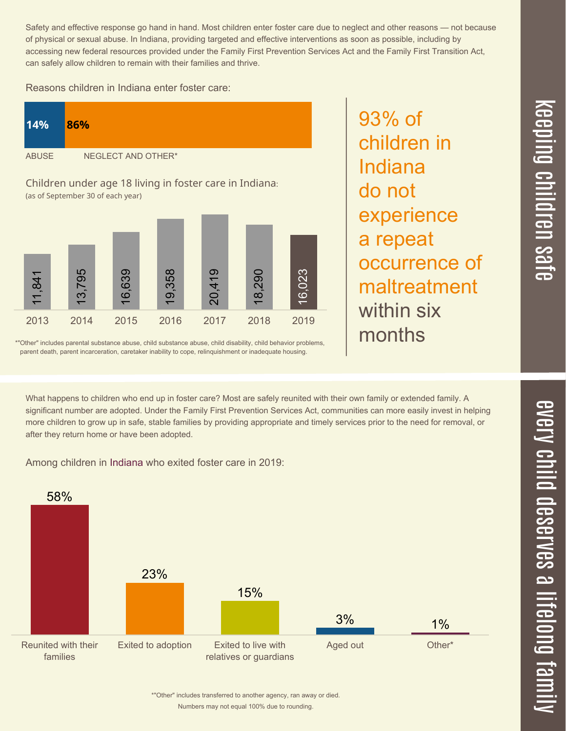## keeping children safe

Safety and effective response go hand in hand. Most children enter foster care due to neglect and other reasons — not because of physical or sexual abuse. In Indiana, providing targeted and effective interventions as soon as possible, including by accessing new federal resources provided under the Family First Prevention Services Act and the Family First Transition Act, can safely allow children to remain with their families and thrive.

Reasons children in Indiana enter foster care:

| ABUSE | NEGLECT AND OTHER* |
|---|---|
| 14% | 86% |

Children under age 18 living in foster care in Indiana:
(as of September 30 of each year)

| 2013 | 2014 | 2015 | 2016 | 2017 | 2018 | 2019 |
|---|---|---|---|---|---|---|
| 11,841 | 13,795 | 16,639 | 19,358 | 20,419 | 18,290 | 16,023 |

*"Other" includes parental substance abuse, child substance abuse, child disability, child behavior problems, parent death, parent incarceration, caretaker inability to cope, relinquishment or inadequate housing.

93% of children in Indiana do not experience a repeat occurrence of maltreatment within six months

## every child deserves a lifelong family

What happens to children who end up in foster care? Most are safely reunited with their own family or extended family. A significant number are adopted. Under the Family First Prevention Services Act, communities can more easily invest in helping more children to grow up in safe, stable families by providing appropriate and timely services prior to the need for removal, or after they return home or have been adopted.

Among children in Indiana who exited foster care in 2019:

| Reunited with their families | Exited to adoption | Exited to live with relatives or guardians | Aged out | Other* |
|---|---|---|---|---|
| 58% | 23% | 15% | 3% | 1% |

*"Other" includes transferred to another agency, ran away or died.
Numbers may not equal 100% due to rounding.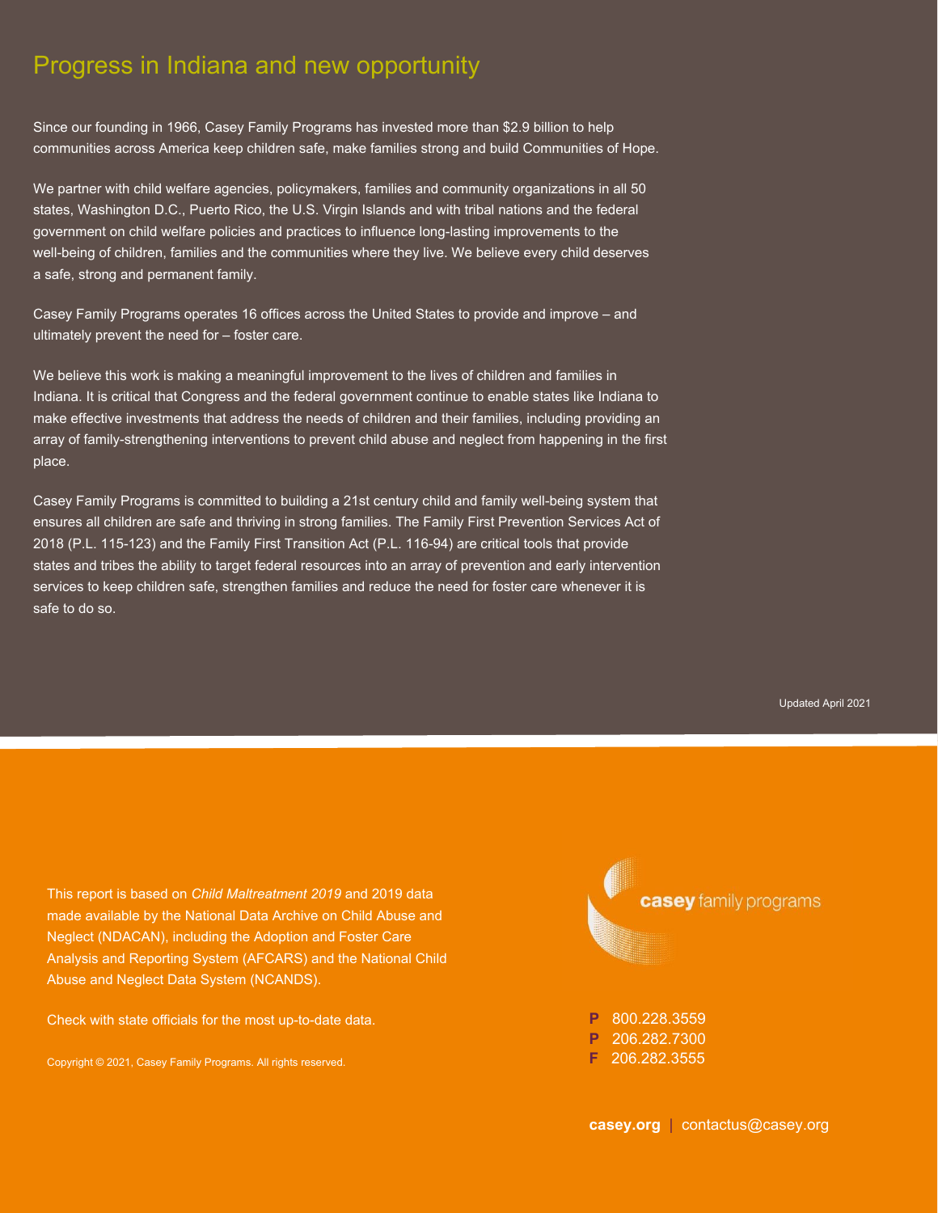## Progress in Indiana and new opportunity

Since our founding in 1966, Casey Family Programs has invested more than $2.9 billion to help communities across America keep children safe, make families strong and build Communities of Hope.

We partner with child welfare agencies, policymakers, families and community organizations in all 50 states, Washington D.C., Puerto Rico, the U.S. Virgin Islands and with tribal nations and the federal government on child welfare policies and practices to influence long-lasting improvements to the well-being of children, families and the communities where they live. We believe every child deserves a safe, strong and permanent family.

Casey Family Programs operates 16 offices across the United States to provide and improve – and ultimately prevent the need for – foster care.

We believe this work is making a meaningful improvement to the lives of children and families in Indiana. It is critical that Congress and the federal government continue to enable states like Indiana to make effective investments that address the needs of children and their families, including providing an array of family-strengthening interventions to prevent child abuse and neglect from happening in the first place.

Casey Family Programs is committed to building a 21st century child and family well-being system that ensures all children are safe and thriving in strong families. The Family First Prevention Services Act of 2018 (P.L. 115-123) and the Family First Transition Act (P.L. 116-94) are critical tools that provide states and tribes the ability to target federal resources into an array of prevention and early intervention services to keep children safe, strengthen families and reduce the need for foster care whenever it is safe to do so.

Updated April 2021

This report is based on *Child Maltreatment 2019* and 2019 data made available by the National Data Archive on Child Abuse and Neglect (NDACAN), including the Adoption and Foster Care Analysis and Reporting System (AFCARS) and the National Child Abuse and Neglect Data System (NCANDS).

Check with state officials for the most up-to-date data.

Copyright © 2021, Casey Family Programs. All rights reserved.

**casey** family programs

**P** 800.228.3559
**P** 206.282.7300
**F** 206.282.3555

**casey.org** | contactus@casey.org